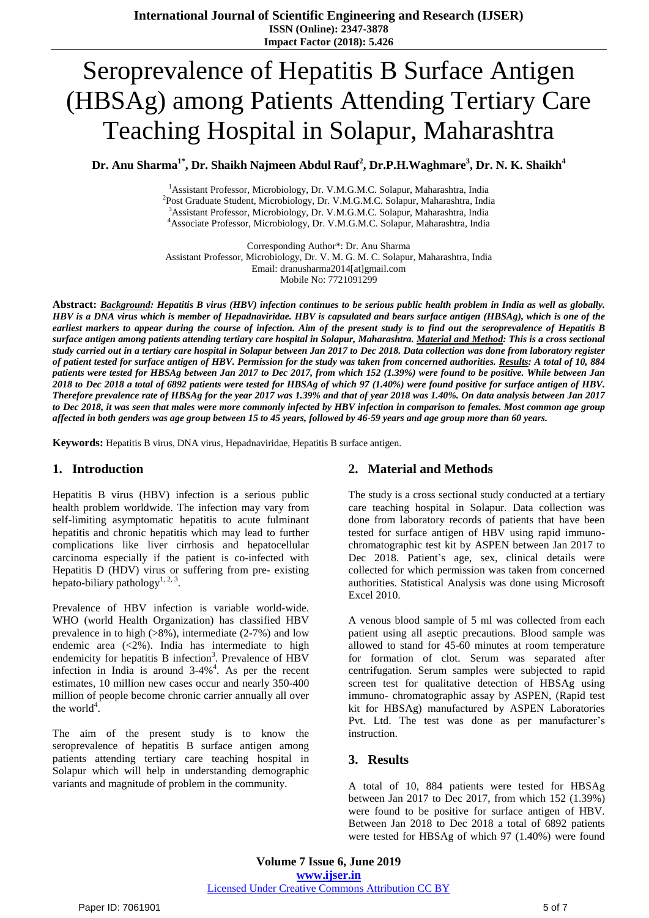# Seroprevalence of Hepatitis B Surface Antigen (HBSAg) among Patients Attending Tertiary Care Teaching Hospital in Solapur, Maharashtra

**Dr. Anu Sharma[1*], Dr. Shaikh Najmeen Abdul Rauf[2], Dr.P.H.Waghmare[3], Dr. N. K. Shaikh[4]**

[1]Assistant Professor, Microbiology, Dr. V.M.G.M.C. Solapur, Maharashtra, India
[2]Post Graduate Student, Microbiology, Dr. V.M.G.M.C. Solapur, Maharashtra, India
[3]Assistant Professor, Microbiology, Dr. V.M.G.M.C. Solapur, Maharashtra, India
[4]Associate Professor, Microbiology, Dr. V.M.G.M.C. Solapur, Maharashtra, India

Corresponding Author*: Dr. Anu Sharma
Assistant Professor, Microbiology, Dr. V. M. G. M. C. Solapur, Maharashtra, India
Email: dranusharma2014[at]gmail.com
Mobile No: 7721091299

**Abstract:** ***Background**: Hepatitis B virus (HBV) infection continues to be serious public health problem in India as well as globally. HBV is a DNA virus which is member of Hepadnaviridae. HBV is capsulated and bears surface antigen (HBSAg), which is one of the earliest markers to appear during the course of infection. Aim of the present study is to find out the seroprevalence of Hepatitis B surface antigen among patients attending tertiary care hospital in Solapur, Maharashtra. **Material and Method**: This is a cross sectional study carried out in a tertiary care hospital in Solapur between Jan 2017 to Dec 2018. Data collection was done from laboratory register of patient tested for surface antigen of HBV. Permission for the study was taken from concerned authorities. **Results**: A total of 10, 884 patients were tested for HBSAg between Jan 2017 to Dec 2017, from which 152 (1.39%) were found to be positive. While between Jan 2018 to Dec 2018 a total of 6892 patients were tested for HBSAg of which 97 (1.40%) were found positive for surface antigen of HBV. Therefore prevalence rate of HBSAg for the year 2017 was 1.39% and that of year 2018 was 1.40%. On data analysis between Jan 2017 to Dec 2018, it was seen that males were more commonly infected by HBV infection in comparison to females. Most common age group affected in both genders was age group between 15 to 45 years, followed by 46-59 years and age group more than 60 years.*

**Keywords:** Hepatitis B virus, DNA virus, Hepadnaviridae, Hepatitis B surface antigen.

## 1. Introduction

Hepatitis B virus (HBV) infection is a serious public health problem worldwide. The infection may vary from self-limiting asymptomatic hepatitis to acute fulminant hepatitis and chronic hepatitis which may lead to further complications like liver cirrhosis and hepatocellular carcinoma especially if the patient is co-infected with Hepatitis D (HDV) virus or suffering from pre- existing hepato-biliary pathology[1, 2, 3].

Prevalence of HBV infection is variable world-wide. WHO (world Health Organization) has classified HBV prevalence in to high (>8%), intermediate (2-7%) and low endemic area (<2%). India has intermediate to high endemicity for hepatitis B infection[3]. Prevalence of HBV infection in India is around 3-4%[4]. As per the recent estimates, 10 million new cases occur and nearly 350-400 million of people become chronic carrier annually all over the world[4].

The aim of the present study is to know the seroprevalence of hepatitis B surface antigen among patients attending tertiary care teaching hospital in Solapur which will help in understanding demographic variants and magnitude of problem in the community.

## 2. Material and Methods

The study is a cross sectional study conducted at a tertiary care teaching hospital in Solapur. Data collection was done from laboratory records of patients that have been tested for surface antigen of HBV using rapid immuno-chromatographic test kit by ASPEN between Jan 2017 to Dec 2018. Patient's age, sex, clinical details were collected for which permission was taken from concerned authorities. Statistical Analysis was done using Microsoft Excel 2010.

A venous blood sample of 5 ml was collected from each patient using all aseptic precautions. Blood sample was allowed to stand for 45-60 minutes at room temperature for formation of clot. Serum was separated after centrifugation. Serum samples were subjected to rapid screen test for qualitative detection of HBSAg using immuno- chromatographic assay by ASPEN, (Rapid test kit for HBSAg) manufactured by ASPEN Laboratories Pvt. Ltd. The test was done as per manufacturer's instruction.

## 3. Results

A total of 10, 884 patients were tested for HBSAg between Jan 2017 to Dec 2017, from which 152 (1.39%) were found to be positive for surface antigen of HBV. Between Jan 2018 to Dec 2018 a total of 6892 patients were tested for HBSAg of which 97 (1.40%) were found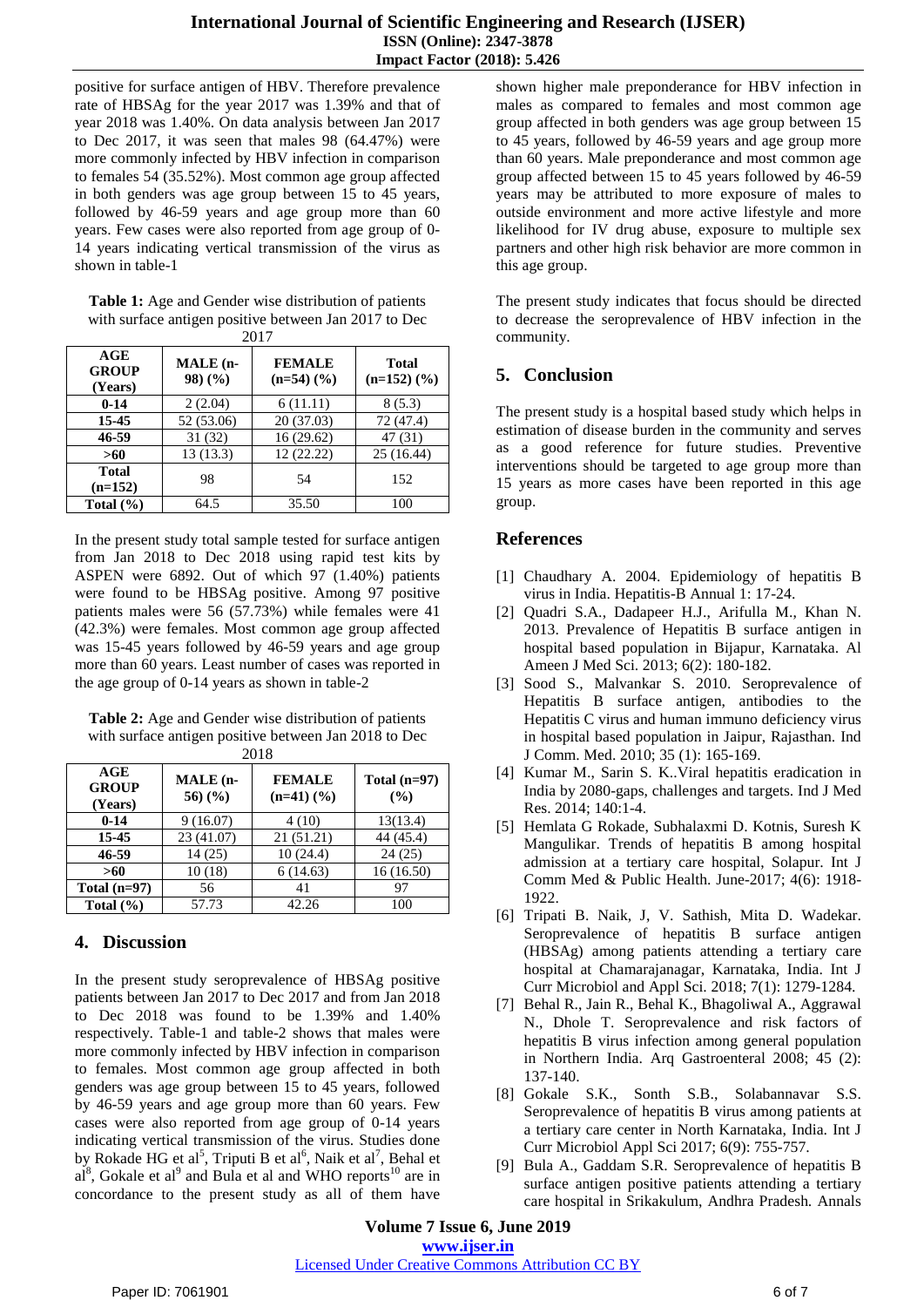positive for surface antigen of HBV. Therefore prevalence rate of HBSAg for the year 2017 was 1.39% and that of year 2018 was 1.40%. On data analysis between Jan 2017 to Dec 2017, it was seen that males 98 (64.47%) were more commonly infected by HBV infection in comparison to females 54 (35.52%). Most common age group affected in both genders was age group between 15 to 45 years, followed by 46-59 years and age group more than 60 years. Few cases were also reported from age group of 0-14 years indicating vertical transmission of the virus as shown in table-1

**Table 1:** Age and Gender wise distribution of patients with surface antigen positive between Jan 2017 to Dec 2017

| AGE GROUP (Years) | MALE (n-98) (%) | FEMALE (n=54) (%) | Total (n=152) (%) |
|---|---|---|---|
| **0-14** | 2 (2.04) | 6 (11.11) | 8 (5.3) |
| **15-45** | 52 (53.06) | 20 (37.03) | 72 (47.4) |
| **46-59** | 31 (32) | 16 (29.62) | 47 (31) |
| **>60** | 13 (13.3) | 12 (22.22) | 25 (16.44) |
| **Total (n=152)** | 98 | 54 | 152 |
| **Total (%)** | 64.5 | 35.50 | 100 |

In the present study total sample tested for surface antigen from Jan 2018 to Dec 2018 using rapid test kits by ASPEN were 6892. Out of which 97 (1.40%) patients were found to be HBSAg positive. Among 97 positive patients males were 56 (57.73%) while females were 41 (42.3%) were females. Most common age group affected was 15-45 years followed by 46-59 years and age group more than 60 years. Least number of cases was reported in the age group of 0-14 years as shown in table-2

**Table 2:** Age and Gender wise distribution of patients with surface antigen positive between Jan 2018 to Dec 2018

| AGE GROUP (Years) | MALE (n-56) (%) | FEMALE (n=41) (%) | Total (n=97) (%) |
|---|---|---|---|
| **0-14** | 9 (16.07) | 4 (10) | 13(13.4) |
| **15-45** | 23 (41.07) | 21 (51.21) | 44 (45.4) |
| **46-59** | 14 (25) | 10 (24.4) | 24 (25) |
| **>60** | 10 (18) | 6 (14.63) | 16 (16.50) |
| **Total (n=97)** | 56 | 41 | 97 |
| **Total (%)** | 57.73 | 42.26 | 100 |

## 4. Discussion

In the present study seroprevalence of HBSAg positive patients between Jan 2017 to Dec 2017 and from Jan 2018 to Dec 2018 was found to be 1.39% and 1.40% respectively. Table-1 and table-2 shows that males were more commonly infected by HBV infection in comparison to females. Most common age group affected in both genders was age group between 15 to 45 years, followed by 46-59 years and age group more than 60 years. Few cases were also reported from age group of 0-14 years indicating vertical transmission of the virus. Studies done by Rokade HG et al[5], Triputi B et al[6], Naik et al[7], Behal et al[8], Gokale et al[9] and Bula et al and WHO reports[10] are in concordance to the present study as all of them have shown higher male preponderance for HBV infection in males as compared to females and most common age group affected in both genders was age group between 15 to 45 years, followed by 46-59 years and age group more than 60 years. Male preponderance and most common age group affected between 15 to 45 years followed by 46-59 years may be attributed to more exposure of males to outside environment and more active lifestyle and more likelihood for IV drug abuse, exposure to multiple sex partners and other high risk behavior are more common in this age group.

The present study indicates that focus should be directed to decrease the seroprevalence of HBV infection in the community.

## 5. Conclusion

The present study is a hospital based study which helps in estimation of disease burden in the community and serves as a good reference for future studies. Preventive interventions should be targeted to age group more than 15 years as more cases have been reported in this age group.

## References

[1] Chaudhary A. 2004. Epidemiology of hepatitis B virus in India. Hepatitis-B Annual 1: 17-24.

[2] Quadri S.A., Dadapeer H.J., Arifulla M., Khan N. 2013. Prevalence of Hepatitis B surface antigen in hospital based population in Bijapur, Karnataka. Al Ameen J Med Sci. 2013; 6(2): 180-182.

[3] Sood S., Malvankar S. 2010. Seroprevalence of Hepatitis B surface antigen, antibodies to the Hepatitis C virus and human immuno deficiency virus in hospital based population in Jaipur, Rajasthan. Ind J Comm. Med. 2010; 35 (1): 165-169.

[4] Kumar M., Sarin S. K..Viral hepatitis eradication in India by 2080-gaps, challenges and targets. Ind J Med Res. 2014; 140:1-4.

[5] Hemlata G Rokade, Subhalaxmi D. Kotnis, Suresh K Mangulikar. Trends of hepatitis B among hospital admission at a tertiary care hospital, Solapur. Int J Comm Med & Public Health. June-2017; 4(6): 1918-1922.

[6] Tripati B. Naik, J, V. Sathish, Mita D. Wadekar. Seroprevalence of hepatitis B surface antigen (HBSAg) among patients attending a tertiary care hospital at Chamarajanagar, Karnataka, India. Int J Curr Microbiol and Appl Sci. 2018; 7(1): 1279-1284.

[7] Behal R., Jain R., Behal K., Bhagoliwal A., Aggrawal N., Dhole T. Seroprevalence and risk factors of hepatitis B virus infection among general population in Northern India. Arq Gastroenteral 2008; 45 (2): 137-140.

[8] Gokale S.K., Sonth S.B., Solabannavar S.S. Seroprevalence of hepatitis B virus among patients at a tertiary care center in North Karnataka, India. Int J Curr Microbiol Appl Sci 2017; 6(9): 755-757.

[9] Bula A., Gaddam S.R. Seroprevalence of hepatitis B surface antigen positive patients attending a tertiary care hospital in Srikakulum, Andhra Pradesh. Annals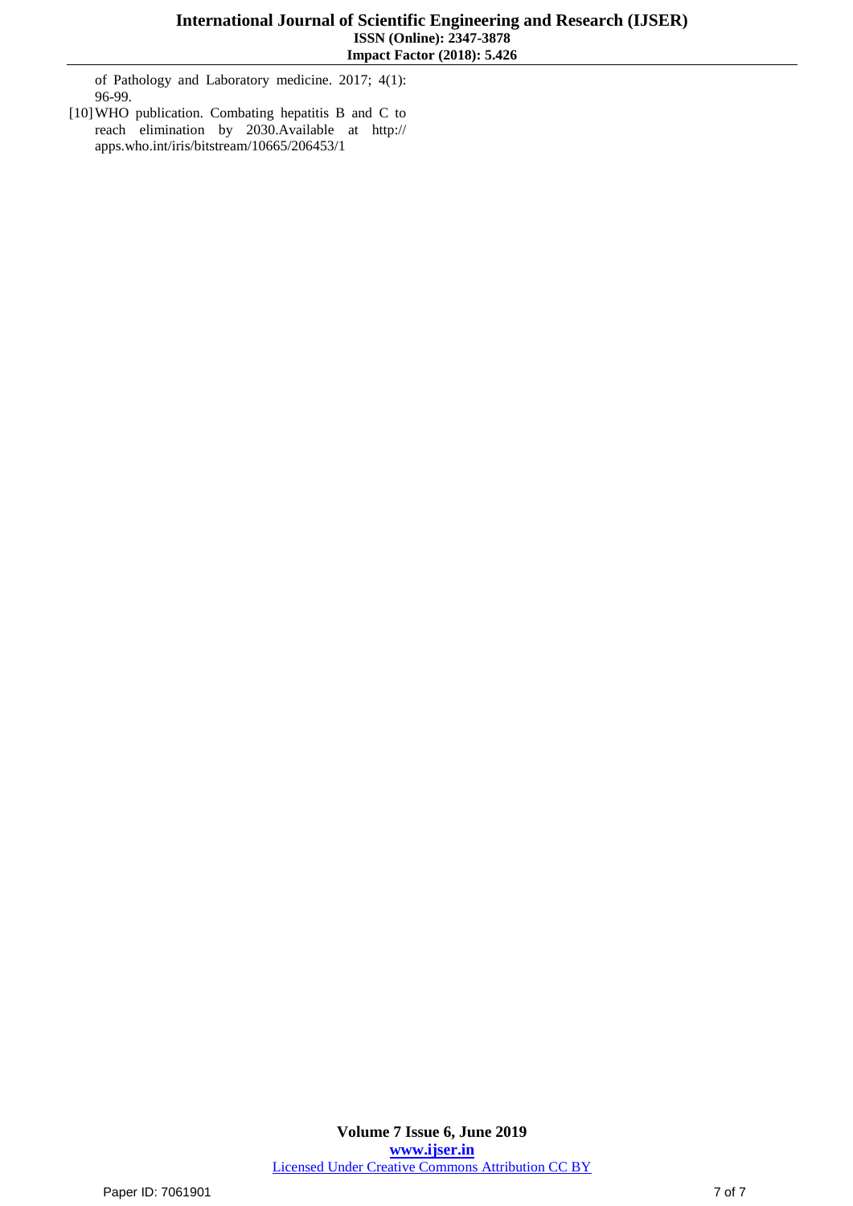of Pathology and Laboratory medicine. 2017; 4(1): 96-99.

[10] WHO publication. Combating hepatitis B and C to reach elimination by 2030.Available at http:// apps.who.int/iris/bitstream/10665/206453/1